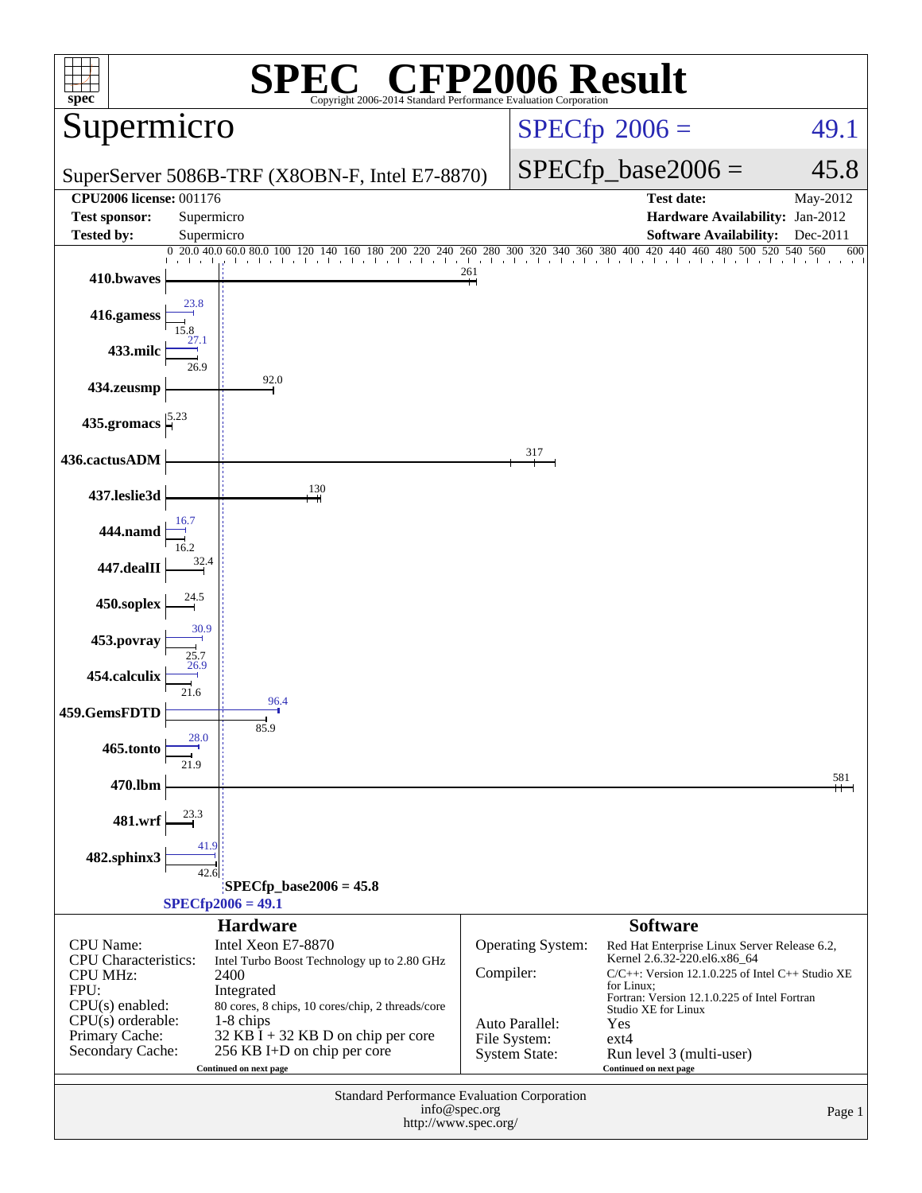# SPEC® CFP2006 Result

Copyright 2006-2014 Standard Performance Evaluation Corporation

## Supermicro

SuperServer 5086B-TRF (X8OBN-F, Intel E7-8870)

SPECfp 2006 = 49.1

SPECfp_base2006 = 45.8

| | | | |
|---|---|---|---|
| **CPU2006 license:** 001176 | | **Test date:** | May-2012 |
| **Test sponsor:** | Supermicro | **Hardware Availability:** | Jan-2012 |
| **Tested by:** | Supermicro | **Software Availability:** | Dec-2011 |

| Benchmark | Peak | Base |
|---|---|---|
| 410.bwaves | | 261 |
| 416.gamess | 23.8 | 15.8 |
| 433.milc | 27.1 | 26.9 |
| 434.zeusmp | | 92.0 |
| 435.gromacs | | 5.23 |
| 436.cactusADM | | 317 |
| 437.leslie3d | | 130 |
| 444.namd | 16.7 | 16.2 |
| 447.dealII | | 32.4 |
| 450.soplex | | 24.5 |
| 453.povray | 30.9 | 25.7 |
| 454.calculix | 26.9 | 21.6 |
| 459.GemsFDTD | 96.4 | 85.9 |
| 465.tonto | 28.0 | 21.9 |
| 470.lbm | | 581 |
| 481.wrf | | 23.3 |
| 482.sphinx3 | 41.9 | 42.6 |

SPECfp_base2006 = 45.8

SPECfp2006 = 49.1

### Hardware

| | |
|---|---|
| CPU Name: | Intel Xeon E7-8870 |
| CPU Characteristics: | Intel Turbo Boost Technology up to 2.80 GHz |
| CPU MHz: | 2400 |
| FPU: | Integrated |
| CPU(s) enabled: | 80 cores, 8 chips, 10 cores/chip, 2 threads/core |
| CPU(s) orderable: | 1-8 chips |
| Primary Cache: | 32 KB I + 32 KB D on chip per core |
| Secondary Cache: | 256 KB I+D on chip per core |

Continued on next page

### Software

| | |
|---|---|
| Operating System: | Red Hat Enterprise Linux Server Release 6.2, Kernel 2.6.32-220.el6.x86_64 |
| Compiler: | C/C++: Version 12.1.0.225 of Intel C++ Studio XE for Linux; Fortran: Version 12.1.0.225 of Intel Fortran Studio XE for Linux |
| Auto Parallel: | Yes |
| File System: | ext4 |
| System State: | Run level 3 (multi-user) |

Continued on next page

Standard Performance Evaluation Corporation
info@spec.org
http://www.spec.org/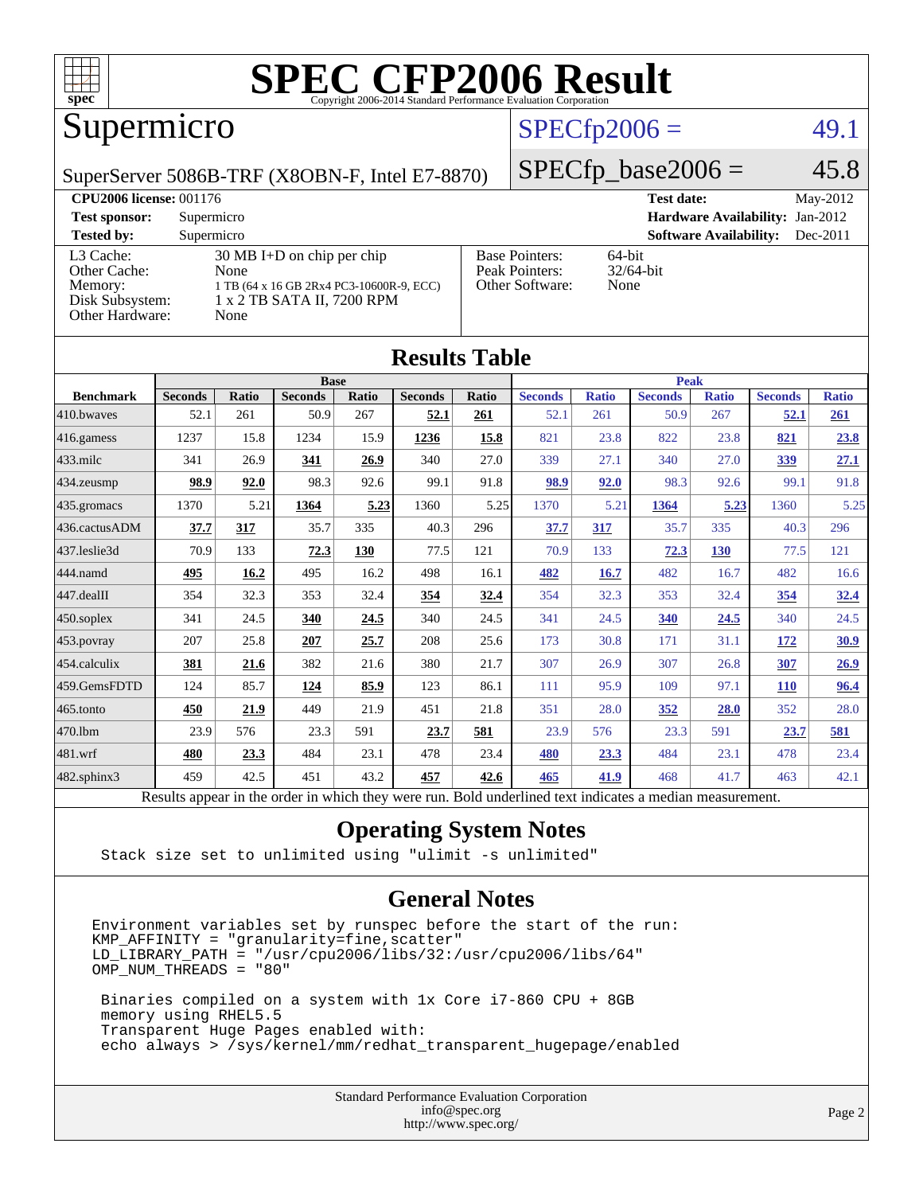# SPEC CFP2006 Result

Copyright 2006-2014 Standard Performance Evaluation Corporation

## Supermicro

SuperServer 5086B-TRF (X8OBN-F, Intel E7-8870)

SPECfp2006 = 49.1

SPECfp_base2006 = 45.8

| | | | |
|---|---|---|---|
| **CPU2006 license:** 001176 | | **Test date:** | May-2012 |
| **Test sponsor:** | Supermicro | **Hardware Availability:** | Jan-2012 |
| **Tested by:** | Supermicro | **Software Availability:** | Dec-2011 |

| | | | |
|---|---|---|---|
| L3 Cache: | 30 MB I+D on chip per chip | Base Pointers: | 64-bit |
| Other Cache: | None | Peak Pointers: | 32/64-bit |
| Memory: | 1 TB (64 x 16 GB 2Rx4 PC3-10600R-9, ECC) | Other Software: | None |
| Disk Subsystem: | 1 x 2 TB SATA II, 7200 RPM | | |
| Other Hardware: | None | | |

## Results Table

| | Base | | | | | | Peak | | | | | |
|---|---|---|---|---|---|---|---|---|---|---|---|---|
| **Benchmark** | **Seconds** | **Ratio** | **Seconds** | **Ratio** | **Seconds** | **Ratio** | **Seconds** | **Ratio** | **Seconds** | **Ratio** | **Seconds** | **Ratio** |
| 410.bwaves | 52.1 | 261 | 50.9 | 267 | **52.1** | **261** | 52.1 | 261 | 50.9 | 267 | **52.1** | **261** |
| 416.gamess | 1237 | 15.8 | 1234 | 15.9 | **1236** | **15.8** | 821 | 23.8 | 822 | 23.8 | **821** | **23.8** |
| 433.milc | 341 | 26.9 | **341** | **26.9** | 340 | 27.0 | 339 | 27.1 | 340 | 27.0 | **339** | **27.1** |
| 434.zeusmp | **98.9** | **92.0** | 98.3 | 92.6 | 99.1 | 91.8 | **98.9** | **92.0** | 98.3 | 92.6 | 99.1 | 91.8 |
| 435.gromacs | 1370 | 5.21 | **1364** | **5.23** | 1360 | 5.25 | 1370 | 5.21 | **1364** | **5.23** | 1360 | 5.25 |
| 436.cactusADM | **37.7** | **317** | 35.7 | 335 | 40.3 | 296 | **37.7** | **317** | 35.7 | 335 | 40.3 | 296 |
| 437.leslie3d | 70.9 | 133 | **72.3** | **130** | 77.5 | 121 | 70.9 | 133 | **72.3** | **130** | 77.5 | 121 |
| 444.namd | **495** | **16.2** | 495 | 16.2 | 498 | 16.1 | **482** | **16.7** | 482 | 16.7 | 482 | 16.6 |
| 447.dealII | 354 | 32.3 | 353 | 32.4 | **354** | **32.4** | 354 | 32.3 | 353 | 32.4 | **354** | **32.4** |
| 450.soplex | 341 | 24.5 | **340** | **24.5** | 340 | 24.5 | 341 | 24.5 | **340** | **24.5** | 340 | 24.5 |
| 453.povray | 207 | 25.8 | **207** | **25.7** | 208 | 25.6 | 173 | 30.8 | 171 | 31.1 | **172** | **30.9** |
| 454.calculix | **381** | **21.6** | 382 | 21.6 | 380 | 21.7 | 307 | 26.9 | 307 | 26.8 | **307** | **26.9** |
| 459.GemsFDTD | 124 | 85.7 | **124** | **85.9** | 123 | 86.1 | 111 | 95.9 | 109 | 97.1 | **110** | **96.4** |
| 465.tonto | **450** | **21.9** | 449 | 21.9 | 451 | 21.8 | 351 | 28.0 | **352** | **28.0** | 352 | 28.0 |
| 470.lbm | 23.9 | 576 | 23.3 | 591 | **23.7** | **581** | 23.9 | 576 | 23.3 | 591 | **23.7** | **581** |
| 481.wrf | **480** | **23.3** | 484 | 23.1 | 478 | 23.4 | **480** | **23.3** | 484 | 23.1 | 478 | 23.4 |
| 482.sphinx3 | 459 | 42.5 | 451 | 43.2 | **457** | **42.6** | **465** | **41.9** | 468 | 41.7 | 463 | 42.1 |

Results appear in the order in which they were run. Bold underlined text indicates a median measurement.

## Operating System Notes

```
Stack size set to unlimited using "ulimit -s unlimited"
```

## General Notes

```
Environment variables set by runspec before the start of the run:
KMP_AFFINITY = "granularity=fine,scatter"
LD_LIBRARY_PATH = "/usr/cpu2006/libs/32:/usr/cpu2006/libs/64"
OMP_NUM_THREADS = "80"

 Binaries compiled on a system with 1x Core i7-860 CPU + 8GB
 memory using RHEL5.5
 Transparent Huge Pages enabled with:
 echo always > /sys/kernel/mm/redhat_transparent_hugepage/enabled
```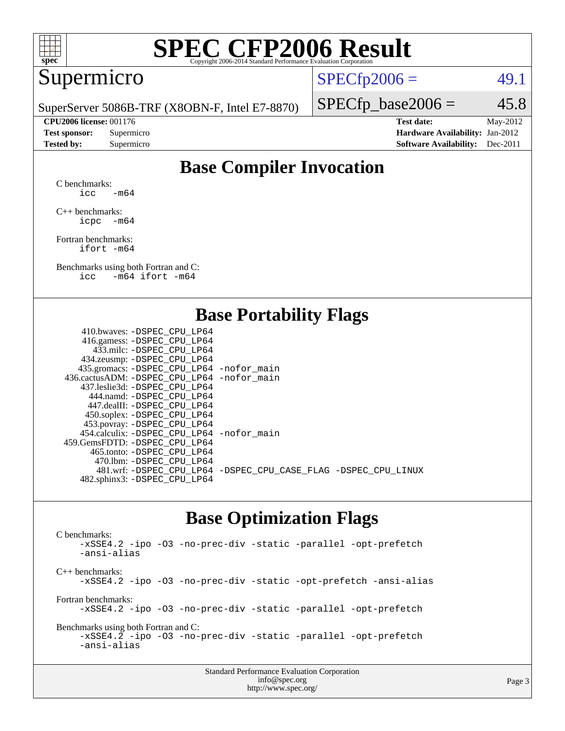# SPEC CFP2006 Result

Copyright 2006-2014 Standard Performance Evaluation Corporation

## Supermicro

SuperServer 5086B-TRF (X8OBN-F, Intel E7-8870)

SPECfp2006 = 49.1

SPECfp_base2006 = 45.8

| | | | |
|---|---|---|---|
| **CPU2006 license:** | 001176 | **Test date:** | May-2012 |
| **Test sponsor:** | Supermicro | **Hardware Availability:** | Jan-2012 |
| **Tested by:** | Supermicro | **Software Availability:** | Dec-2011 |

## Base Compiler Invocation

C benchmarks:
```
icc   -m64
```

C++ benchmarks:
```
icpc  -m64
```

Fortran benchmarks:
```
ifort -m64
```

Benchmarks using both Fortran and C:
```
icc   -m64 ifort -m64
```

## Base Portability Flags

```
     410.bwaves: -DSPEC_CPU_LP64
     416.gamess: -DSPEC_CPU_LP64
       433.milc: -DSPEC_CPU_LP64
     434.zeusmp: -DSPEC_CPU_LP64
    435.gromacs: -DSPEC_CPU_LP64 -nofor_main
 436.cactusADM: -DSPEC_CPU_LP64 -nofor_main
    437.leslie3d: -DSPEC_CPU_LP64
      444.namd: -DSPEC_CPU_LP64
     447.dealII: -DSPEC_CPU_LP64
     450.soplex: -DSPEC_CPU_LP64
     453.povray: -DSPEC_CPU_LP64
   454.calculix: -DSPEC_CPU_LP64 -nofor_main
 459.GemsFDTD: -DSPEC_CPU_LP64
      465.tonto: -DSPEC_CPU_LP64
        470.lbm: -DSPEC_CPU_LP64
        481.wrf: -DSPEC_CPU_LP64 -DSPEC_CPU_CASE_FLAG -DSPEC_CPU_LINUX
    482.sphinx3: -DSPEC_CPU_LP64
```

## Base Optimization Flags

C benchmarks:
```
-xSSE4.2 -ipo -O3 -no-prec-div -static -parallel -opt-prefetch
-ansi-alias
```

C++ benchmarks:
```
-xSSE4.2 -ipo -O3 -no-prec-div -static -opt-prefetch -ansi-alias
```

Fortran benchmarks:
```
-xSSE4.2 -ipo -O3 -no-prec-div -static -parallel -opt-prefetch
```

Benchmarks using both Fortran and C:
```
-xSSE4.2 -ipo -O3 -no-prec-div -static -parallel -opt-prefetch
-ansi-alias
```

Standard Performance Evaluation Corporation
info@spec.org
http://www.spec.org/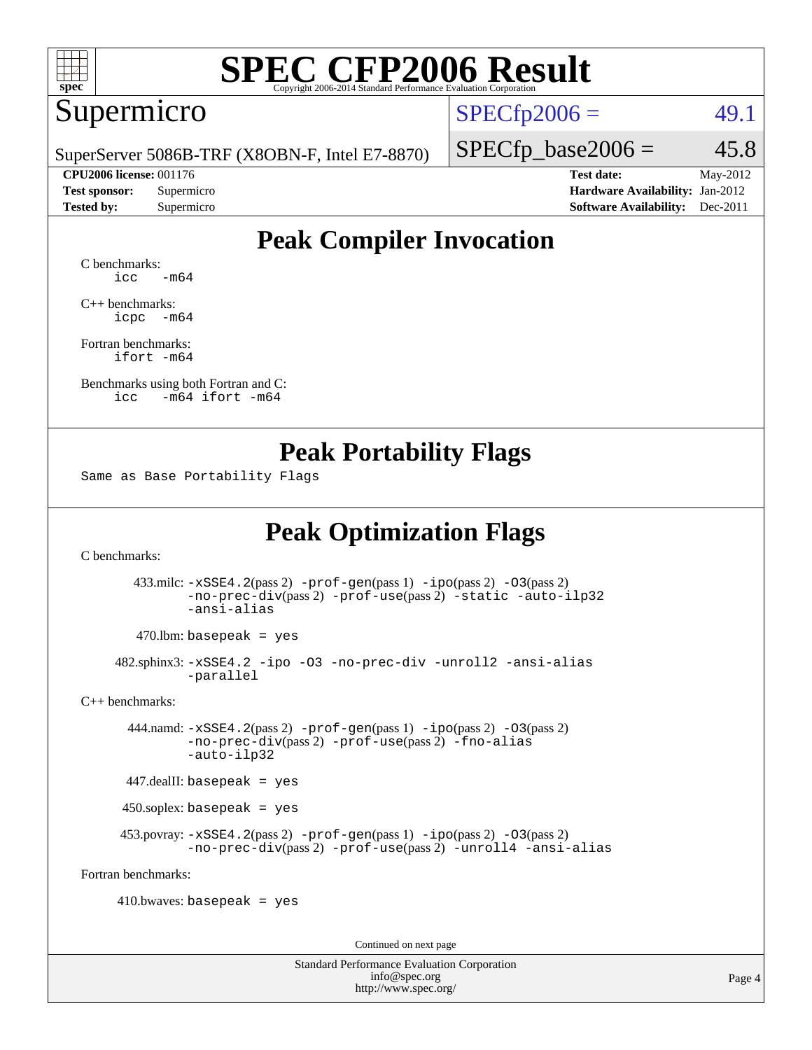# SPEC CFP2006 Result

Copyright 2006-2014 Standard Performance Evaluation Corporation

## Supermicro

SuperServer 5086B-TRF (X8OBN-F, Intel E7-8870)

SPECfp2006 = 49.1

SPECfp_base2006 = 45.8

**CPU2006 license:** 001176
**Test sponsor:** Supermicro
**Tested by:** Supermicro

**Test date:** May-2012
**Hardware Availability:** Jan-2012
**Software Availability:** Dec-2011

## Peak Compiler Invocation

C benchmarks:
```
icc   -m64
```

C++ benchmarks:
```
icpc  -m64
```

Fortran benchmarks:
```
ifort -m64
```

Benchmarks using both Fortran and C:
```
icc   -m64 ifort -m64
```

## Peak Portability Flags

Same as Base Portability Flags

## Peak Optimization Flags

C benchmarks:

433.milc: -xSSE4.2(pass 2) -prof-gen(pass 1) -ipo(pass 2) -O3(pass 2) -no-prec-div(pass 2) -prof-use(pass 2) -static -auto-ilp32 -ansi-alias

470.lbm: basepeak = yes

482.sphinx3: -xSSE4.2 -ipo -O3 -no-prec-div -unroll2 -ansi-alias -parallel

C++ benchmarks:

444.namd: -xSSE4.2(pass 2) -prof-gen(pass 1) -ipo(pass 2) -O3(pass 2) -no-prec-div(pass 2) -prof-use(pass 2) -fno-alias -auto-ilp32

447.dealII: basepeak = yes

450.soplex: basepeak = yes

453.povray: -xSSE4.2(pass 2) -prof-gen(pass 1) -ipo(pass 2) -O3(pass 2) -no-prec-div(pass 2) -prof-use(pass 2) -unroll4 -ansi-alias

Fortran benchmarks:

410.bwaves: basepeak = yes

Continued on next page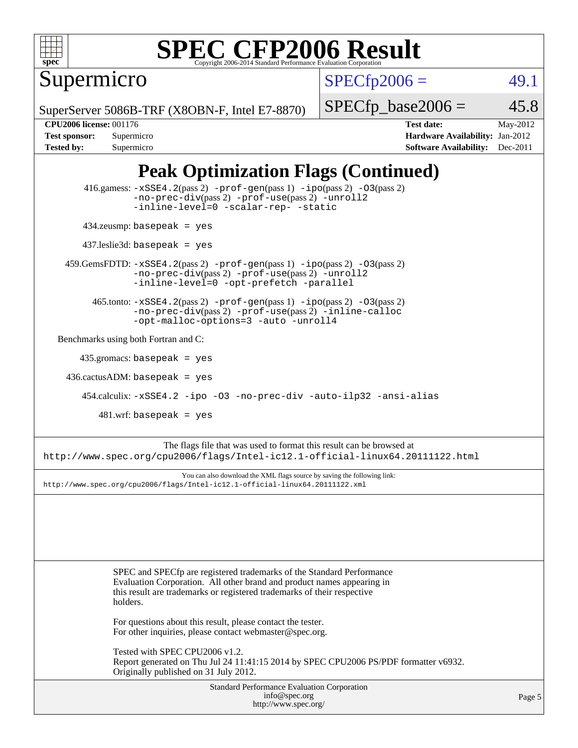# Peak Optimization Flags (Continued)

416.gamess: `-xSSE4.2`(pass 2) `-prof-gen`(pass 1) `-ipo`(pass 2) `-O3`(pass 2) `-no-prec-div`(pass 2) `-prof-use`(pass 2) `-unroll2` `-inline-level=0 -scalar-rep- -static`

434.zeusmp: `basepeak = yes`

437.leslie3d: `basepeak = yes`

459.GemsFDTD: `-xSSE4.2`(pass 2) `-prof-gen`(pass 1) `-ipo`(pass 2) `-O3`(pass 2) `-no-prec-div`(pass 2) `-prof-use`(pass 2) `-unroll2` `-inline-level=0 -opt-prefetch -parallel`

465.tonto: `-xSSE4.2`(pass 2) `-prof-gen`(pass 1) `-ipo`(pass 2) `-O3`(pass 2) `-no-prec-div`(pass 2) `-prof-use`(pass 2) `-inline-calloc` `-opt-malloc-options=3 -auto -unroll4`

Benchmarks using both Fortran and C:

435.gromacs: `basepeak = yes`

436.cactusADM: `basepeak = yes`

454.calculix: `-xSSE4.2 -ipo -O3 -no-prec-div -auto-ilp32 -ansi-alias`

481.wrf: `basepeak = yes`

The flags file that was used to format this result can be browsed at
http://www.spec.org/cpu2006/flags/Intel-ic12.1-official-linux64.20111122.html

You can also download the XML flags source by saving the following link:
http://www.spec.org/cpu2006/flags/Intel-ic12.1-official-linux64.20111122.xml

SPEC and SPECfp are registered trademarks of the Standard Performance Evaluation Corporation. All other brand and product names appearing in this result are trademarks or registered trademarks of their respective holders.

For questions about this result, please contact the tester.
For other inquiries, please contact webmaster@spec.org.

Tested with SPEC CPU2006 v1.2.
Report generated on Thu Jul 24 11:41:15 2014 by SPEC CPU2006 PS/PDF formatter v6932.
Originally published on 31 July 2012.